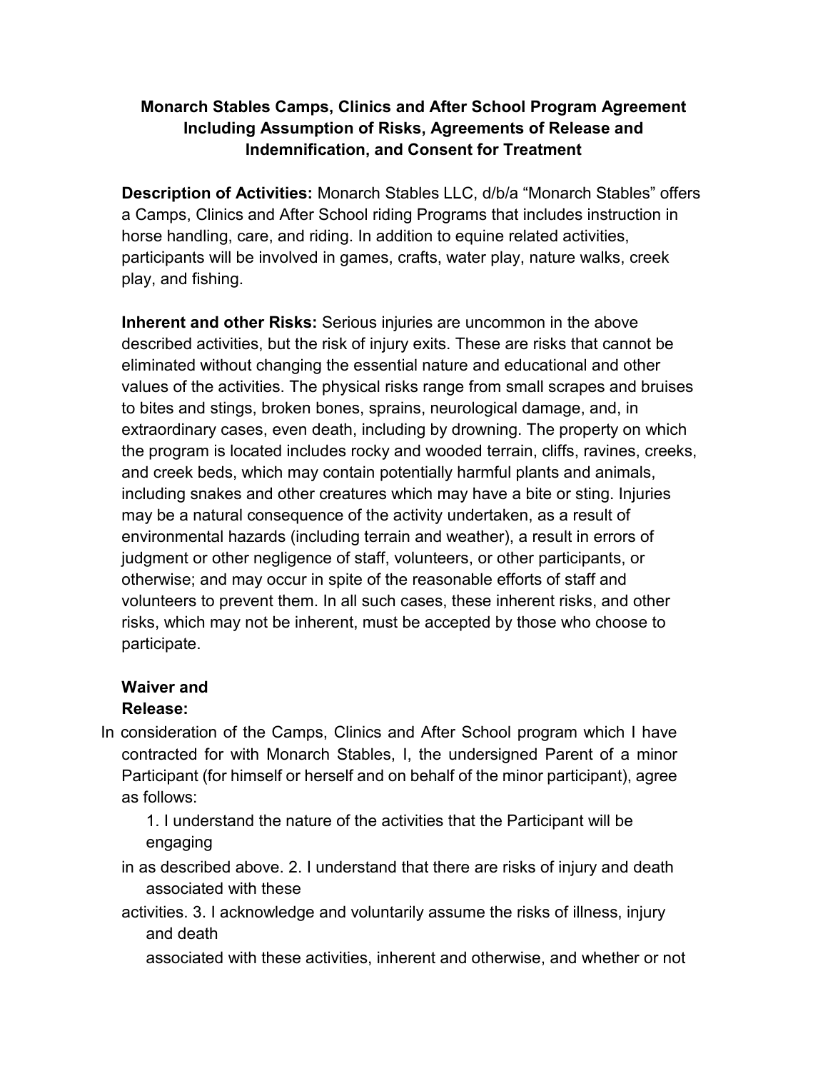**Monarch Stables Camps, Clinics and After School Program Agreement Including Assumption of Risks, Agreements of Release and Indemnification, and Consent for Treatment**

**Description of Activities:** Monarch Stables LLC, d/b/a "Monarch Stables" offers a Camps, Clinics and After School riding Programs that includes instruction in horse handling, care, and riding. In addition to equine related activities, participants will be involved in games, crafts, water play, nature walks, creek play, and fishing.

**Inherent and other Risks:** Serious injuries are uncommon in the above described activities, but the risk of injury exits. These are risks that cannot be eliminated without changing the essential nature and educational and other values of the activities. The physical risks range from small scrapes and bruises to bites and stings, broken bones, sprains, neurological damage, and, in extraordinary cases, even death, including by drowning. The property on which the program is located includes rocky and wooded terrain, cliffs, ravines, creeks, and creek beds, which may contain potentially harmful plants and animals, including snakes and other creatures which may have a bite or sting. Injuries may be a natural consequence of the activity undertaken, as a result of environmental hazards (including terrain and weather), a result in errors of judgment or other negligence of staff, volunteers, or other participants, or otherwise; and may occur in spite of the reasonable efforts of staff and volunteers to prevent them. In all such cases, these inherent risks, and other risks, which may not be inherent, must be accepted by those who choose to participate.

**Waiver and Release:**

In consideration of the Camps, Clinics and After School program which I have contracted for with Monarch Stables, I, the undersigned Parent of a minor Participant (for himself or herself and on behalf of the minor participant), agree as follows:

1. I understand the nature of the activities that the Participant will be engaging in as described above.
2. I understand that there are risks of injury and death associated with these activities.
3. I acknowledge and voluntarily assume the risks of illness, injury and death associated with these activities, inherent and otherwise, and whether or not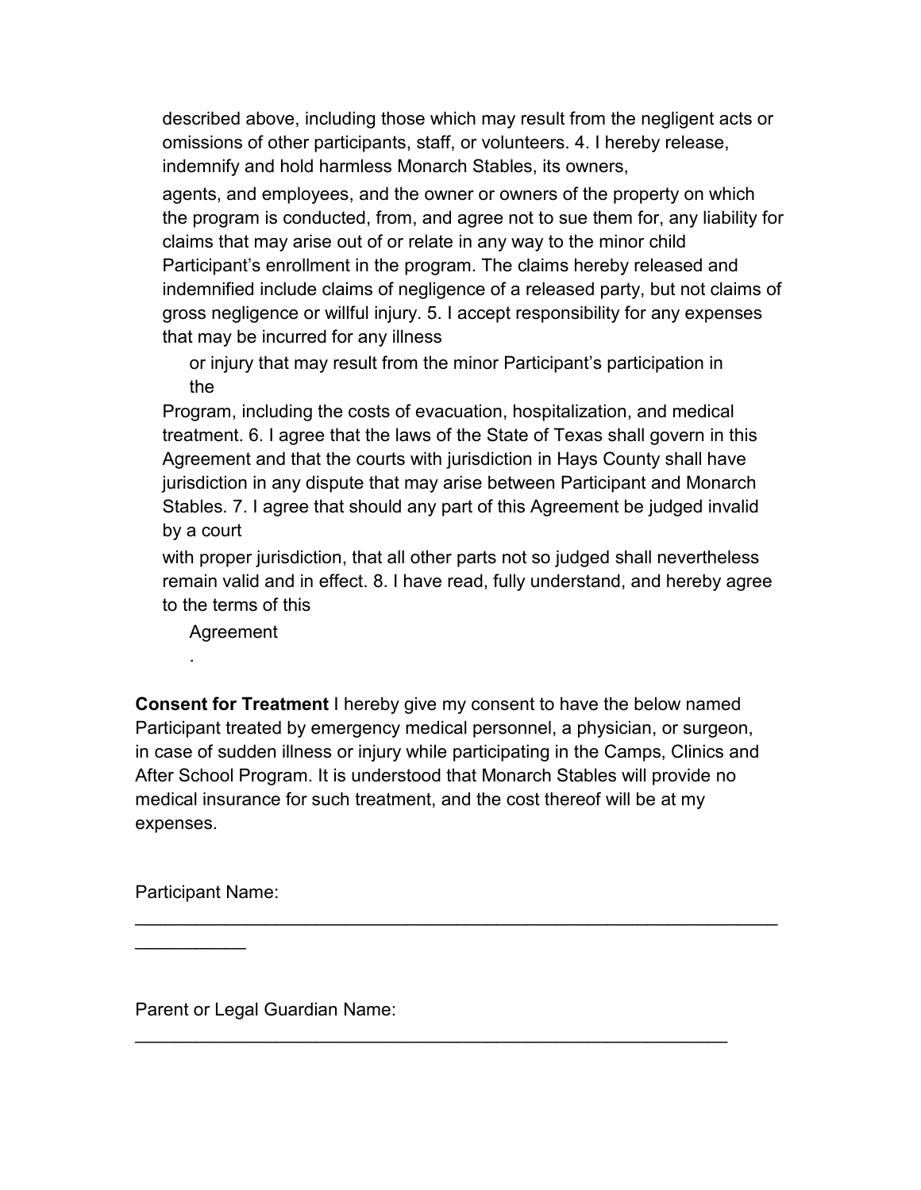described above, including those which may result from the negligent acts or omissions of other participants, staff, or volunteers. 4. I hereby release, indemnify and hold harmless Monarch Stables, its owners, agents, and employees, and the owner or owners of the property on which the program is conducted, from, and agree not to sue them for, any liability for claims that may arise out of or relate in any way to the minor child Participant's enrollment in the program. The claims hereby released and indemnified include claims of negligence of a released party, but not claims of gross negligence or willful injury. 5. I accept responsibility for any expenses that may be incurred for any illness or injury that may result from the minor Participant's participation in the Program, including the costs of evacuation, hospitalization, and medical treatment. 6. I agree that the laws of the State of Texas shall govern in this Agreement and that the courts with jurisdiction in Hays County shall have jurisdiction in any dispute that may arise between Participant and Monarch Stables. 7. I agree that should any part of this Agreement be judged invalid by a court with proper jurisdiction, that all other parts not so judged shall nevertheless remain valid and in effect. 8. I have read, fully understand, and hereby agree to the terms of this Agreement.

**Consent for Treatment** I hereby give my consent to have the below named Participant treated by emergency medical personnel, a physician, or surgeon, in case of sudden illness or injury while participating in the Camps, Clinics and After School Program. It is understood that Monarch Stables will provide no medical insurance for such treatment, and the cost thereof will be at my expenses.

Participant Name: ______________________________________________________________________________

Parent or Legal Guardian Name: ________________________________________________________________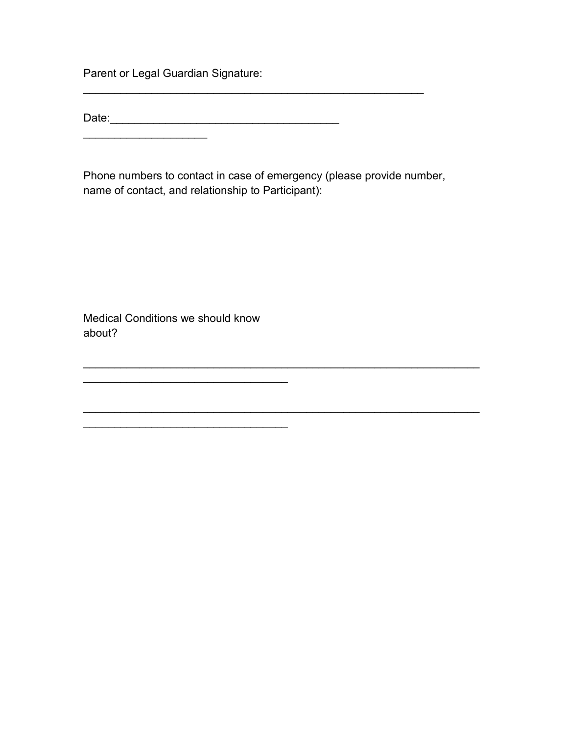Parent or Legal Guardian Signature:

_________________________________________________________

Date:______________________________________

____________________

Phone numbers to contact in case of emergency (please provide number, name of contact, and relationship to Participant):

Medical Conditions we should know about?

__________________________________________________________________
__________________________________

__________________________________________________________________
__________________________________